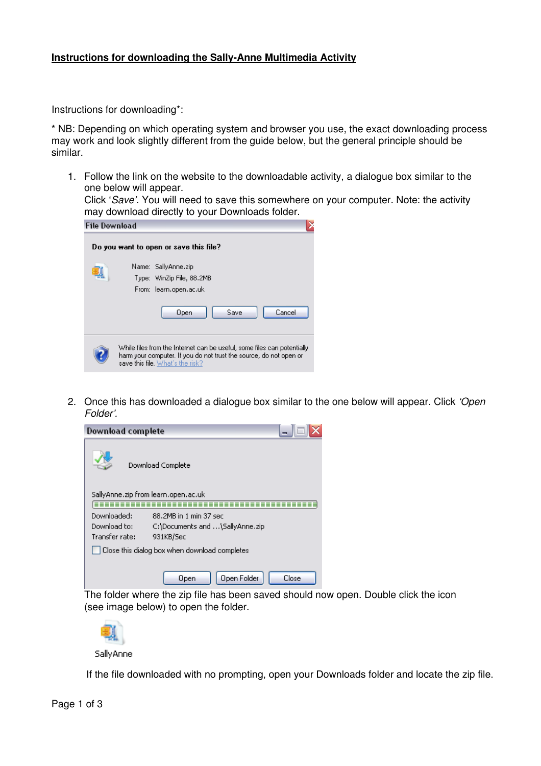**Instructions for downloading the Sally-Anne Multimedia Activity**

Instructions for downloading*:

* NB: Depending on which operating system and browser you use, the exact downloading process may work and look slightly different from the guide below, but the general principle should be similar.

1. Follow the link on the website to the downloadable activity, a dialogue box similar to the one below will appear.
   Click '*Save*'. You will need to save this somewhere on your computer. Note: the activity may download directly to your Downloads folder.

2. Once this has downloaded a dialogue box similar to the one below will appear. Click *'Open Folder'.*

   The folder where the zip file has been saved should now open. Double click the icon (see image below) to open the folder.

   If the file downloaded with no prompting, open your Downloads folder and locate the zip file.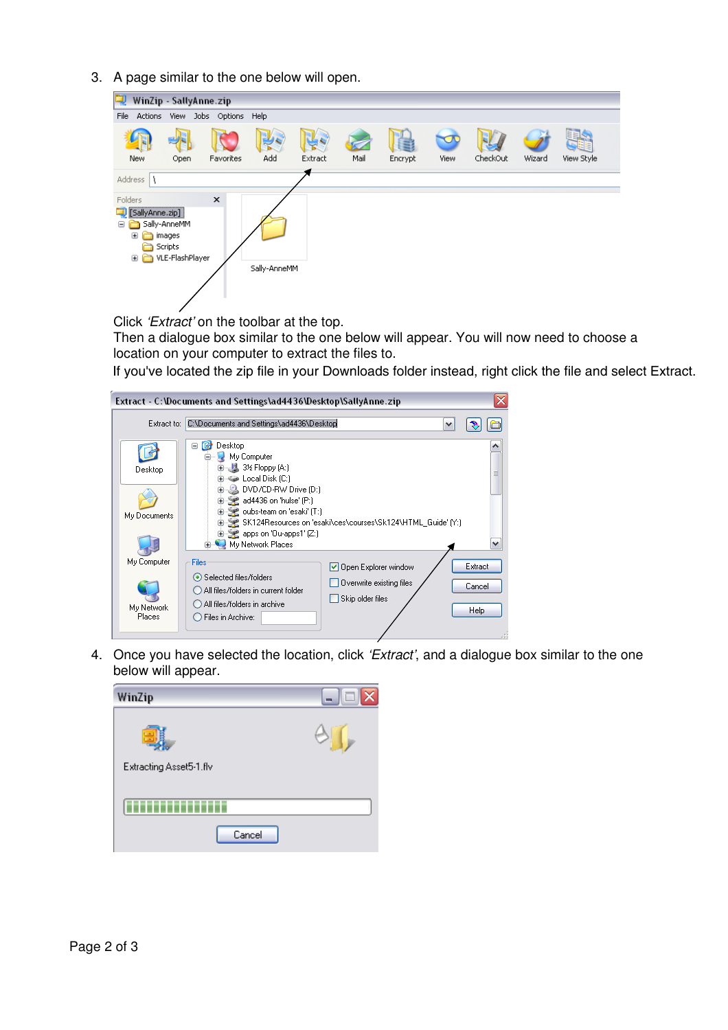3. A page similar to the one below will open.

Click *'Extract'* on the toolbar at the top.
Then a dialogue box similar to the one below will appear. You will now need to choose a location on your computer to extract the files to.
If you've located the zip file in your Downloads folder instead, right click the file and select Extract.

4. Once you have selected the location, click *'Extract'*, and a dialogue box similar to the one below will appear.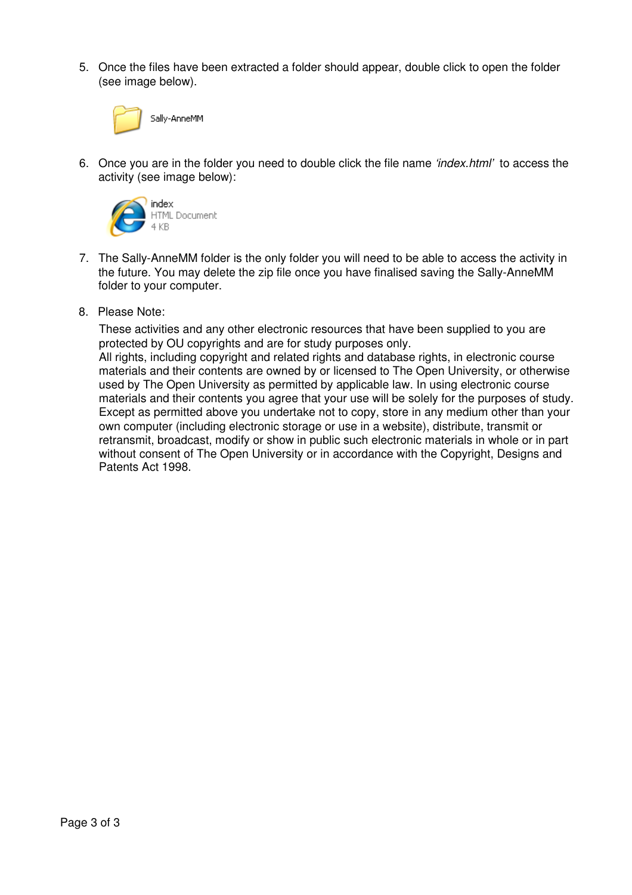5. Once the files have been extracted a folder should appear, double click to open the folder (see image below).

   Sally-AnneMM

6. Once you are in the folder you need to double click the file name *'index.html'* to access the activity (see image below):

   index
   HTML Document
   4 KB

7. The Sally-AnneMM folder is the only folder you will need to be able to access the activity in the future. You may delete the zip file once you have finalised saving the Sally-AnneMM folder to your computer.

8. Please Note:

   These activities and any other electronic resources that have been supplied to you are protected by OU copyrights and are for study purposes only.
   All rights, including copyright and related rights and database rights, in electronic course materials and their contents are owned by or licensed to The Open University, or otherwise used by The Open University as permitted by applicable law. In using electronic course materials and their contents you agree that your use will be solely for the purposes of study. Except as permitted above you undertake not to copy, store in any medium other than your own computer (including electronic storage or use in a website), distribute, transmit or retransmit, broadcast, modify or show in public such electronic materials in whole or in part without consent of The Open University or in accordance with the Copyright, Designs and Patents Act 1998.